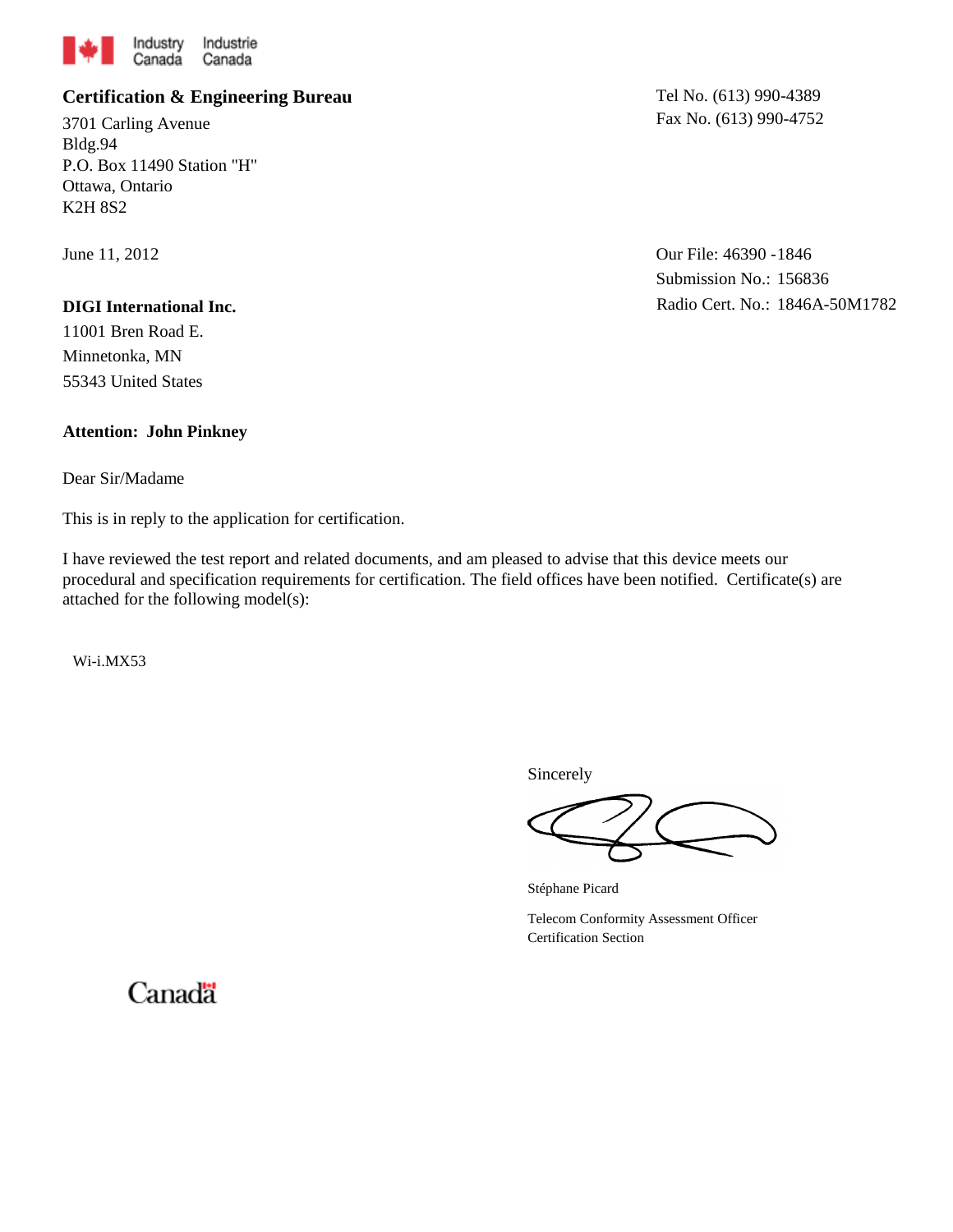Industry Canada Industrie Canada

**Certification & Engineering Bureau**

3701 Carling Avenue
Bldg.94
P.O. Box 11490 Station "H"
Ottawa, Ontario
K2H 8S2

Tel No. (613) 990-4389
Fax No. (613) 990-4752

June 11, 2012

Our File: 46390 -1846
Submission No.: 156836
Radio Cert. No.: 1846A-50M1782

**DIGI International Inc.**
11001 Bren Road E.
Minnetonka, MN
55343 United States

**Attention: John Pinkney**

Dear Sir/Madame

This is in reply to the application for certification.

I have reviewed the test report and related documents, and am pleased to advise that this device meets our procedural and specification requirements for certification. The field offices have been notified. Certificate(s) are attached for the following model(s):

Wi-i.MX53

Sincerely

Stéphane Picard

Telecom Conformity Assessment Officer
Certification Section

Canada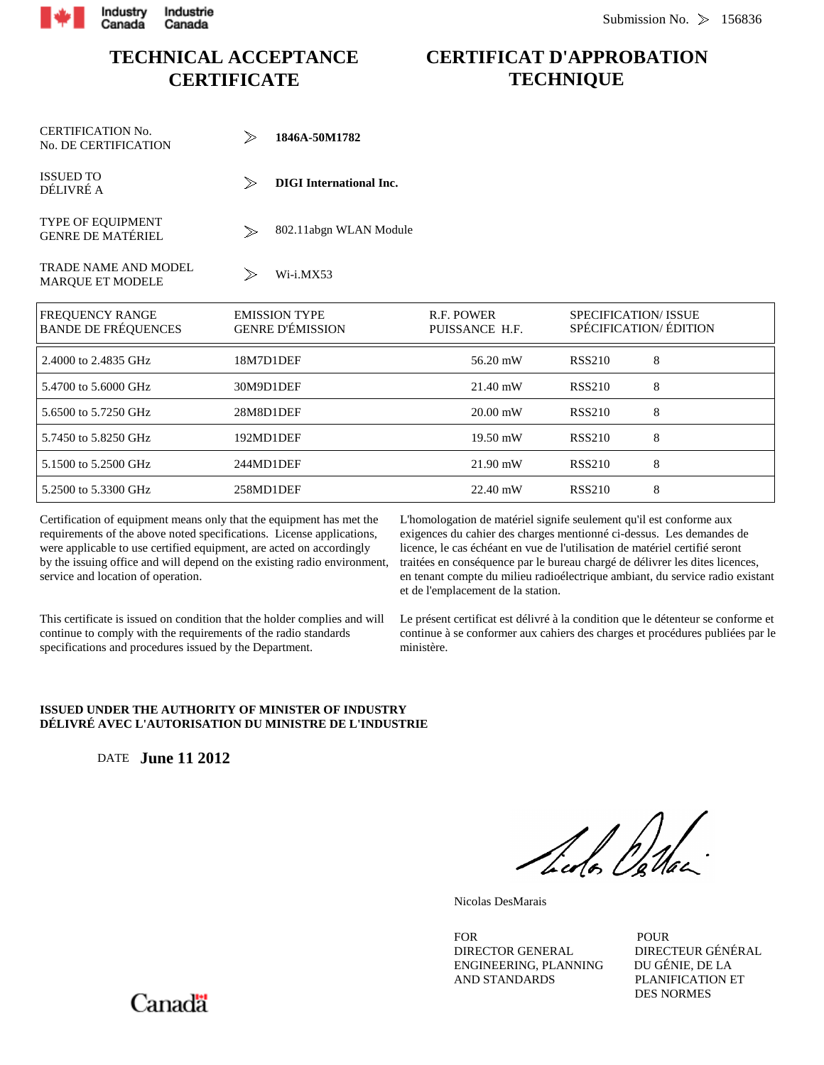Industry Canada | Industrie Canada

Submission No. ≯ 156836

# TECHNICAL ACCEPTANCE CERTIFICATE

# CERTIFICAT D'APPROBATION TECHNIQUE

CERTIFICATION No.
No. DE CERTIFICATION ≯ **1846A-50M1782**

ISSUED TO
DÉLIVRÉ A ≯ **DIGI International Inc.**

TYPE OF EQUIPMENT
GENRE DE MATÉRIEL ≯ 802.11abgn WLAN Module

TRADE NAME AND MODEL
MARQUE ET MODELE ≯ Wi-i.MX53

| FREQUENCY RANGE<br>BANDE DE FRÉQUENCES | EMISSION TYPE<br>GENRE D'ÉMISSION | R.F. POWER<br>PUISSANCE H.F. | SPECIFICATION/ ISSUE<br>SPÉCIFICATION/ ÉDITION | |
|---|---|---|---|---|
| 2.4000 to 2.4835 GHz | 18M7D1DEF | 56.20 mW | RSS210 | 8 |
| 5.4700 to 5.6000 GHz | 30M9D1DEF | 21.40 mW | RSS210 | 8 |
| 5.6500 to 5.7250 GHz | 28M8D1DEF | 20.00 mW | RSS210 | 8 |
| 5.7450 to 5.8250 GHz | 192MD1DEF | 19.50 mW | RSS210 | 8 |
| 5.1500 to 5.2500 GHz | 244MD1DEF | 21.90 mW | RSS210 | 8 |
| 5.2500 to 5.3300 GHz | 258MD1DEF | 22.40 mW | RSS210 | 8 |

Certification of equipment means only that the equipment has met the requirements of the above noted specifications. License applications, were applicable to use certified equipment, are acted on accordingly by the issuing office and will depend on the existing radio environment, service and location of operation.

L'homologation de matériel signife seulement qu'il est conforme aux exigences du cahier des charges mentionné ci-dessus. Les demandes de licence, le cas échéant en vue de l'utilisation de matériel certifié seront traitées en conséquence par le bureau chargé de délivrer les dites licences, en tenant compte du milieu radioélectrique ambiant, du service radio existant et de l'emplacement de la station.

This certificate is issued on condition that the holder complies and will continue to comply with the requirements of the radio standards specifications and procedures issued by the Department.

Le présent certificat est délivré à la condition que le détenteur se conforme et continue à se conformer aux cahiers des charges et procédures publiées par le ministère.

**ISSUED UNDER THE AUTHORITY OF MINISTER OF INDUSTRY**
**DÉLIVRÉ AVEC L'AUTORISATION DU MINISTRE DE L'INDUSTRIE**

DATE **June 11 2012**

Nicolas DesMarais

FOR
DIRECTOR GENERAL
ENGINEERING, PLANNING
AND STANDARDS

POUR
DIRECTEUR GÉNÉRAL
DU GÉNIE, DE LA
PLANIFICATION ET
DES NORMES

Canada